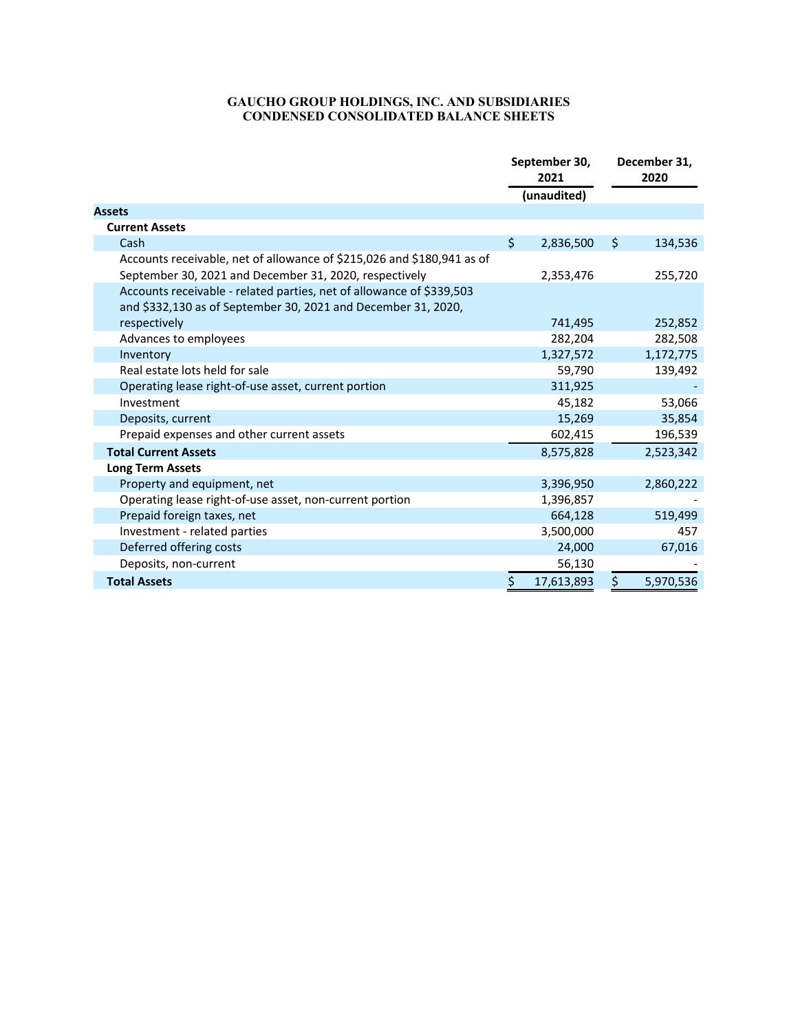# GAUCHO GROUP HOLDINGS, INC. AND SUBSIDIARIES
## CONDENSED CONSOLIDATED BALANCE SHEETS

| | September 30, 2021 (unaudited) | December 31, 2020 |
|---|---|---|
| **Assets** | | |
| **Current Assets** | | |
| Cash | $ 2,836,500 | $ 134,536 |
| Accounts receivable, net of allowance of $215,026 and $180,941 as of September 30, 2021 and December 31, 2020, respectively | 2,353,476 | 255,720 |
| Accounts receivable - related parties, net of allowance of $339,503 and $332,130 as of September 30, 2021 and December 31, 2020, respectively | 741,495 | 252,852 |
| Advances to employees | 282,204 | 282,508 |
| Inventory | 1,327,572 | 1,172,775 |
| Real estate lots held for sale | 59,790 | 139,492 |
| Operating lease right-of-use asset, current portion | 311,925 | - |
| Investment | 45,182 | 53,066 |
| Deposits, current | 15,269 | 35,854 |
| Prepaid expenses and other current assets | 602,415 | 196,539 |
| **Total Current Assets** | 8,575,828 | 2,523,342 |
| **Long Term Assets** | | |
| Property and equipment, net | 3,396,950 | 2,860,222 |
| Operating lease right-of-use asset, non-current portion | 1,396,857 | - |
| Prepaid foreign taxes, net | 664,128 | 519,499 |
| Investment - related parties | 3,500,000 | 457 |
| Deferred offering costs | 24,000 | 67,016 |
| Deposits, non-current | 56,130 | - |
| **Total Assets** | $ 17,613,893 | $ 5,970,536 |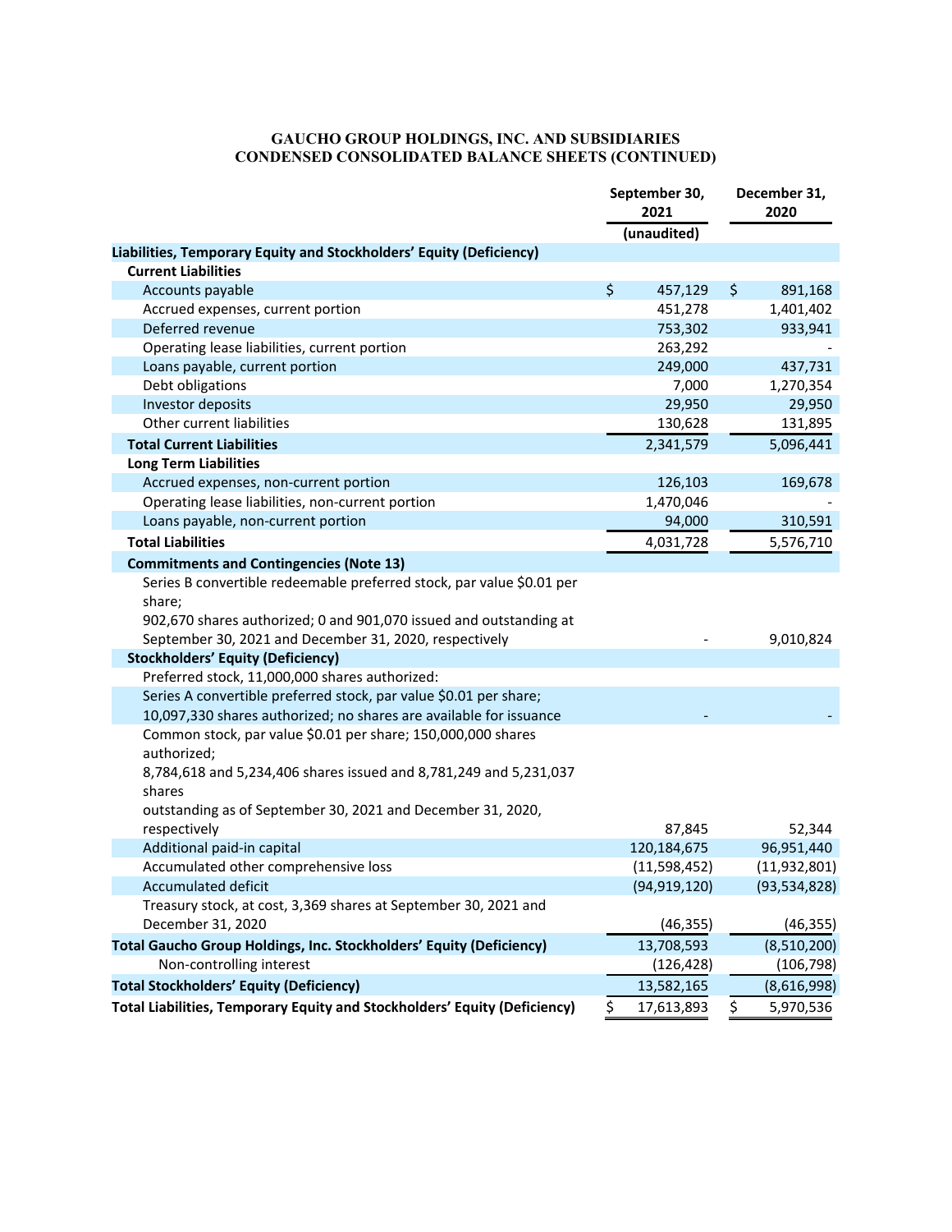# GAUCHO GROUP HOLDINGS, INC. AND SUBSIDIARIES
## CONDENSED CONSOLIDATED BALANCE SHEETS (CONTINUED)

| | September 30, 2021 (unaudited) | December 31, 2020 |
|---|---|---|
| **Liabilities, Temporary Equity and Stockholders' Equity (Deficiency)** | | |
| **Current Liabilities** | | |
| Accounts payable | $ 457,129 | $ 891,168 |
| Accrued expenses, current portion | 451,278 | 1,401,402 |
| Deferred revenue | 753,302 | 933,941 |
| Operating lease liabilities, current portion | 263,292 | - |
| Loans payable, current portion | 249,000 | 437,731 |
| Debt obligations | 7,000 | 1,270,354 |
| Investor deposits | 29,950 | 29,950 |
| Other current liabilities | 130,628 | 131,895 |
| **Total Current Liabilities** | 2,341,579 | 5,096,441 |
| **Long Term Liabilities** | | |
| Accrued expenses, non-current portion | 126,103 | 169,678 |
| Operating lease liabilities, non-current portion | 1,470,046 | - |
| Loans payable, non-current portion | 94,000 | 310,591 |
| **Total Liabilities** | 4,031,728 | 5,576,710 |
| **Commitments and Contingencies (Note 13)** | | |
| Series B convertible redeemable preferred stock, par value $0.01 per share; 902,670 shares authorized; 0 and 901,070 issued and outstanding at September 30, 2021 and December 31, 2020, respectively | - | 9,010,824 |
| **Stockholders' Equity (Deficiency)** | | |
| Preferred stock, 11,000,000 shares authorized: | | |
| Series A convertible preferred stock, par value $0.01 per share; 10,097,330 shares authorized; no shares are available for issuance | - | - |
| Common stock, par value $0.01 per share; 150,000,000 shares authorized; 8,784,618 and 5,234,406 shares issued and 8,781,249 and 5,231,037 shares outstanding as of September 30, 2021 and December 31, 2020, respectively | 87,845 | 52,344 |
| Additional paid-in capital | 120,184,675 | 96,951,440 |
| Accumulated other comprehensive loss | (11,598,452) | (11,932,801) |
| Accumulated deficit | (94,919,120) | (93,534,828) |
| Treasury stock, at cost, 3,369 shares at September 30, 2021 and December 31, 2020 | (46,355) | (46,355) |
| **Total Gaucho Group Holdings, Inc. Stockholders' Equity (Deficiency)** | 13,708,593 | (8,510,200) |
| Non-controlling interest | (126,428) | (106,798) |
| **Total Stockholders' Equity (Deficiency)** | 13,582,165 | (8,616,998) |
| **Total Liabilities, Temporary Equity and Stockholders' Equity (Deficiency)** | $ 17,613,893 | $ 5,970,536 |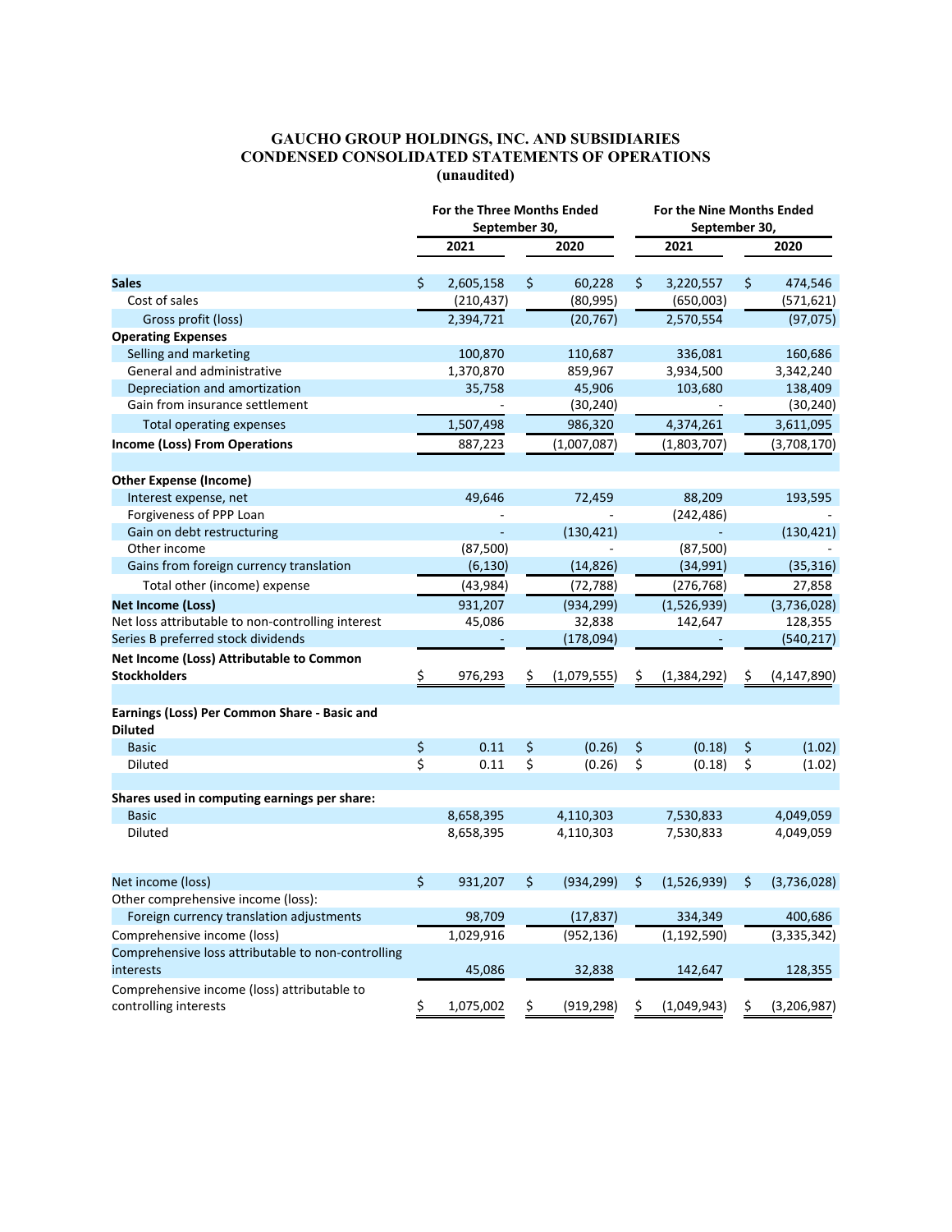# GAUCHO GROUP HOLDINGS, INC. AND SUBSIDIARIES
## CONDENSED CONSOLIDATED STATEMENTS OF OPERATIONS
### (unaudited)

| | For the Three Months Ended September 30, | | For the Nine Months Ended September 30, | |
|---|---|---|---|---|
| | 2021 | 2020 | 2021 | 2020 |
| **Sales** | $ 2,605,158 | $ 60,228 | $ 3,220,557 | $ 474,546 |
| Cost of sales | (210,437) | (80,995) | (650,003) | (571,621) |
| Gross profit (loss) | 2,394,721 | (20,767) | 2,570,554 | (97,075) |
| **Operating Expenses** | | | | |
| Selling and marketing | 100,870 | 110,687 | 336,081 | 160,686 |
| General and administrative | 1,370,870 | 859,967 | 3,934,500 | 3,342,240 |
| Depreciation and amortization | 35,758 | 45,906 | 103,680 | 138,409 |
| Gain from insurance settlement | - | (30,240) | - | (30,240) |
| Total operating expenses | 1,507,498 | 986,320 | 4,374,261 | 3,611,095 |
| **Income (Loss) From Operations** | 887,223 | (1,007,087) | (1,803,707) | (3,708,170) |
| | | | | |
| **Other Expense (Income)** | | | | |
| Interest expense, net | 49,646 | 72,459 | 88,209 | 193,595 |
| Forgiveness of PPP Loan | - | - | (242,486) | - |
| Gain on debt restructuring | - | (130,421) | - | (130,421) |
| Other income | (87,500) | - | (87,500) | - |
| Gains from foreign currency translation | (6,130) | (14,826) | (34,991) | (35,316) |
| Total other (income) expense | (43,984) | (72,788) | (276,768) | 27,858 |
| **Net Income (Loss)** | 931,207 | (934,299) | (1,526,939) | (3,736,028) |
| Net loss attributable to non-controlling interest | 45,086 | 32,838 | 142,647 | 128,355 |
| Series B preferred stock dividends | - | (178,094) | - | (540,217) |
| **Net Income (Loss) Attributable to Common Stockholders** | $ 976,293 | $ (1,079,555) | $ (1,384,292) | $ (4,147,890) |
| | | | | |
| **Earnings (Loss) Per Common Share - Basic and Diluted** | | | | |
| Basic | $ 0.11 | $ (0.26) | $ (0.18) | $ (1.02) |
| Diluted | $ 0.11 | $ (0.26) | $ (0.18) | $ (1.02) |
| | | | | |
| **Shares used in computing earnings per share:** | | | | |
| Basic | 8,658,395 | 4,110,303 | 7,530,833 | 4,049,059 |
| Diluted | 8,658,395 | 4,110,303 | 7,530,833 | 4,049,059 |
| | | | | |
| Net income (loss) | $ 931,207 | $ (934,299) | $ (1,526,939) | $ (3,736,028) |
| Other comprehensive income (loss): | | | | |
| Foreign currency translation adjustments | 98,709 | (17,837) | 334,349 | 400,686 |
| Comprehensive income (loss) | 1,029,916 | (952,136) | (1,192,590) | (3,335,342) |
| Comprehensive loss attributable to non-controlling interests | 45,086 | 32,838 | 142,647 | 128,355 |
| Comprehensive income (loss) attributable to controlling interests | $ 1,075,002 | $ (919,298) | $ (1,049,943) | $ (3,206,987) |